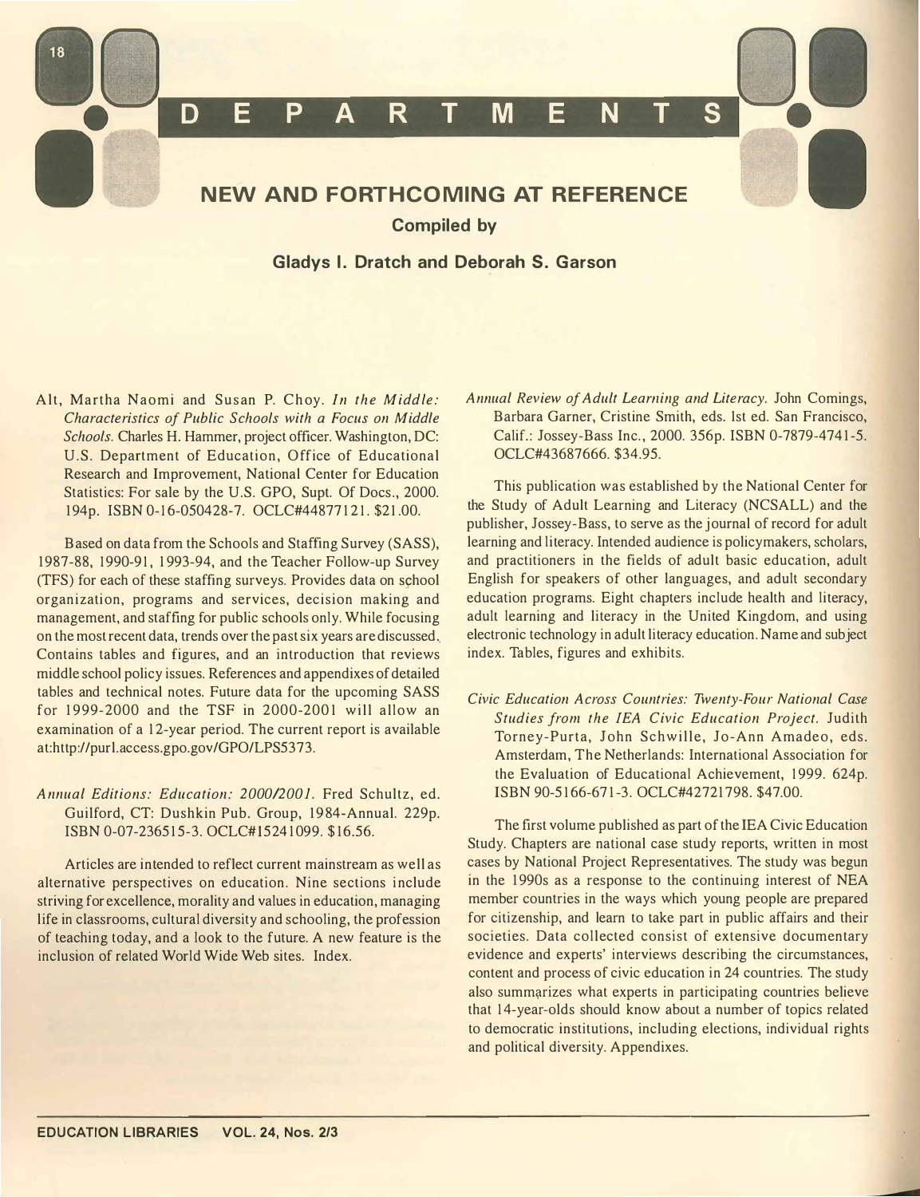# DEPARTMENTS

## NEW AND FORTHCOMING AT REFERENCE

**Compiled by**

**Gladys I. Dratch and Deborah S. Garson**

Alt, Martha Naomi and Susan P. Choy. *In the Middle: Characteristics of Public Schools with a Focus on Middle Schools.* Charles H. Hammer, project officer. Washington, DC: U.S. Department of Education, Office of Educational Research and Improvement, National Center for Education Statistics: For sale by the U.S. GPO, Supt. Of Docs., 2000. 194p. ISBN 0-16-050428-7. OCLC#44877121. $21.00.

Based on data from the Schools and Staffing Survey (SASS), 1987-88, 1990-91, 1993-94, and the Teacher Follow-up Survey (TFS) for each of these staffing surveys. Provides data on school organization, programs and services, decision making and management, and staffing for public schools only. While focusing on the most recent data, trends over the past six years are discussed. Contains tables and figures, and an introduction that reviews middle school policy issues. References and appendixes of detailed tables and technical notes. Future data for the upcoming SASS for 1999-2000 and the TSF in 2000-2001 will allow an examination of a 12-year period. The current report is available at:http://purl.access.gpo.gov/GPO/LPS5373.

*Annual Editions: Education: 2000/2001.* Fred Schultz, ed. Guilford, CT: Dushkin Pub. Group, 1984-Annual. 229p. ISBN 0-07-236515-3. OCLC#15241099. $16.56.

Articles are intended to reflect current mainstream as well as alternative perspectives on education. Nine sections include striving for excellence, morality and values in education, managing life in classrooms, cultural diversity and schooling, the profession of teaching today, and a look to the future. A new feature is the inclusion of related World Wide Web sites. Index.

*Annual Review of Adult Learning and Literacy.* John Comings, Barbara Garner, Cristine Smith, eds. 1st ed. San Francisco, Calif.: Jossey-Bass Inc., 2000. 356p. ISBN 0-7879-4741-5. OCLC#43687666. $34.95.

This publication was established by the National Center for the Study of Adult Learning and Literacy (NCSALL) and the publisher, Jossey-Bass, to serve as the journal of record for adult learning and literacy. Intended audience is policymakers, scholars, and practitioners in the fields of adult basic education, adult English for speakers of other languages, and adult secondary education programs. Eight chapters include health and literacy, adult learning and literacy in the United Kingdom, and using electronic technology in adult literacy education. Name and subject index. Tables, figures and exhibits.

*Civic Education Across Countries: Twenty-Four National Case Studies from the IEA Civic Education Project.* Judith Torney-Purta, John Schwille, Jo-Ann Amadeo, eds. Amsterdam, The Netherlands: International Association for the Evaluation of Educational Achievement, 1999. 624p. ISBN 90-5166-671-3. OCLC#42721798. $47.00.

The first volume published as part of the IEA Civic Education Study. Chapters are national case study reports, written in most cases by National Project Representatives. The study was begun in the 1990s as a response to the continuing interest of NEA member countries in the ways which young people are prepared for citizenship, and learn to take part in public affairs and their societies. Data collected consist of extensive documentary evidence and experts' interviews describing the circumstances, content and process of civic education in 24 countries. The study also summarizes what experts in participating countries believe that 14-year-olds should know about a number of topics related to democratic institutions, including elections, individual rights and political diversity. Appendixes.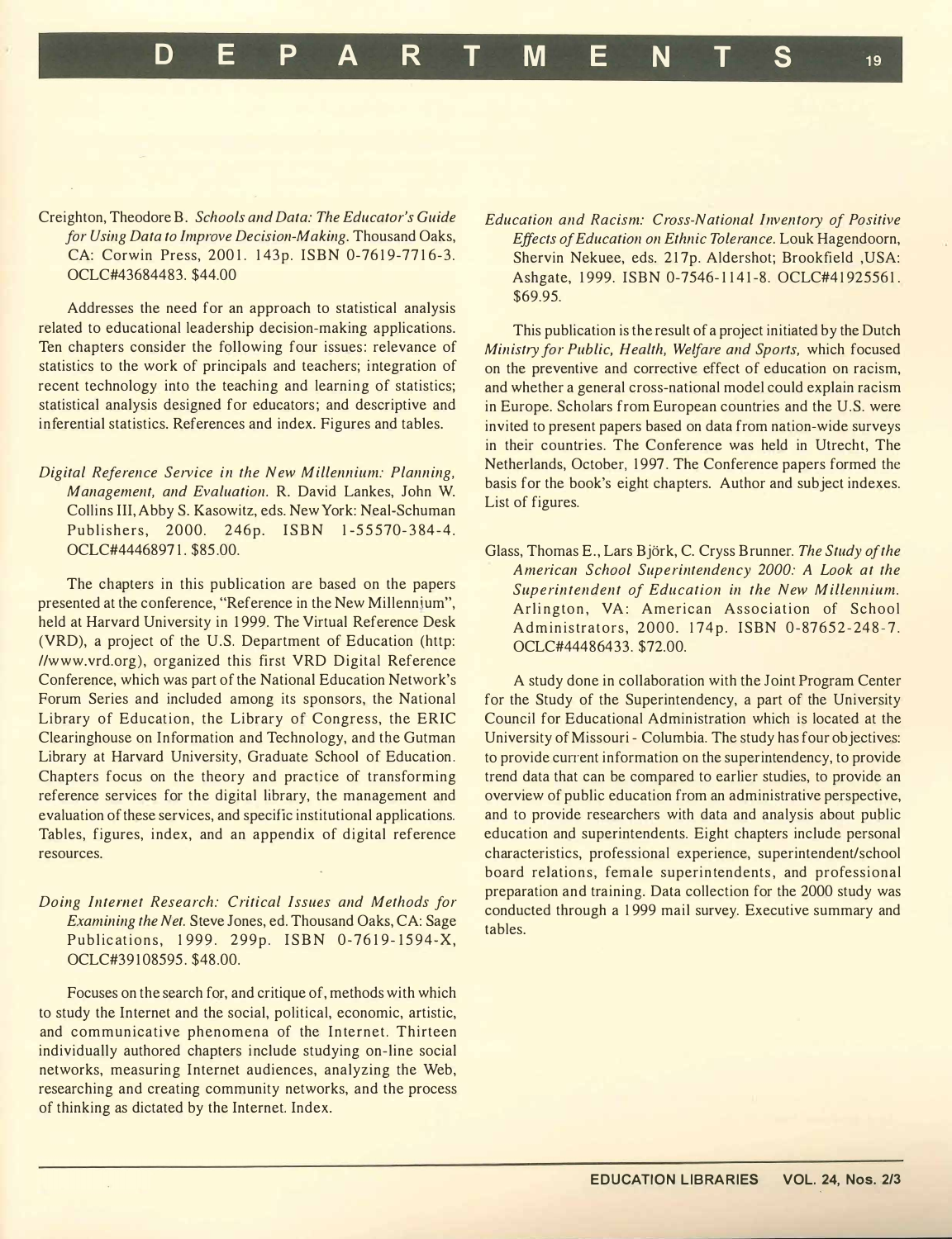Creighton, Theodore B. *Schools and Data: The Educator's Guide for Using Data to Improve Decision-Making.* Thousand Oaks, CA: Corwin Press, 2001. 143p. ISBN 0-7619-7716-3. OCLC#43684483. $44.00

Addresses the need for an approach to statistical analysis related to educational leadership decision-making applications. Ten chapters consider the following four issues: relevance of statistics to the work of principals and teachers; integration of recent technology into the teaching and learning of statistics; statistical analysis designed for educators; and descriptive and inferential statistics. References and index. Figures and tables.

*Digital Reference Service in the New Millennium: Planning, Management, and Evaluation.* R. David Lankes, John W. Collins III, Abby S. Kasowitz, eds. New York: Neal-Schuman Publishers, 2000. 246p. ISBN 1-55570-384-4. OCLC#44468971. $85.00.

The chapters in this publication are based on the papers presented at the conference, "Reference in the New Millennium", held at Harvard University in 1999. The Virtual Reference Desk (VRD), a project of the U.S. Department of Education (http://www.vrd.org), organized this first VRD Digital Reference Conference, which was part of the National Education Network's Forum Series and included among its sponsors, the National Library of Education, the Library of Congress, the ERIC Clearinghouse on Information and Technology, and the Gutman Library at Harvard University, Graduate School of Education. Chapters focus on the theory and practice of transforming reference services for the digital library, the management and evaluation of these services, and specific institutional applications. Tables, figures, index, and an appendix of digital reference resources.

*Doing Internet Research: Critical Issues and Methods for Examining the Net.* Steve Jones, ed. Thousand Oaks, CA: Sage Publications, 1999. 299p. ISBN 0-7619-1594-X, OCLC#39108595. $48.00.

Focuses on the search for, and critique of, methods with which to study the Internet and the social, political, economic, artistic, and communicative phenomena of the Internet. Thirteen individually authored chapters include studying on-line social networks, measuring Internet audiences, analyzing the Web, researching and creating community networks, and the process of thinking as dictated by the Internet. Index.

*Education and Racism: Cross-National Inventory of Positive Effects of Education on Ethnic Tolerance.* Louk Hagendoorn, Shervin Nekuee, eds. 217p. Aldershot; Brookfield ,USA: Ashgate, 1999. ISBN 0-7546-1141-8. OCLC#41925561. $69.95.

This publication is the result of a project initiated by the Dutch *Ministry for Public, Health, Welfare and Sports,* which focused on the preventive and corrective effect of education on racism, and whether a general cross-national model could explain racism in Europe. Scholars from European countries and the U.S. were invited to present papers based on data from nation-wide surveys in their countries. The Conference was held in Utrecht, The Netherlands, October, 1997. The Conference papers formed the basis for the book's eight chapters. Author and subject indexes. List of figures.

Glass, Thomas E., Lars Björk, C. Cryss Brunner. *The Study of the American School Superintendency 2000: A Look at the Superintendent of Education in the New Millennium.* Arlington, VA: American Association of School Administrators, 2000. 174p. ISBN 0-87652-248-7. OCLC#44486433. $72.00.

A study done in collaboration with the Joint Program Center for the Study of the Superintendency, a part of the University Council for Educational Administration which is located at the University of Missouri - Columbia. The study has four objectives: to provide current information on the superintendency, to provide trend data that can be compared to earlier studies, to provide an overview of public education from an administrative perspective, and to provide researchers with data and analysis about public education and superintendents. Eight chapters include personal characteristics, professional experience, superintendent/school board relations, female superintendents, and professional preparation and training. Data collection for the 2000 study was conducted through a 1999 mail survey. Executive summary and tables.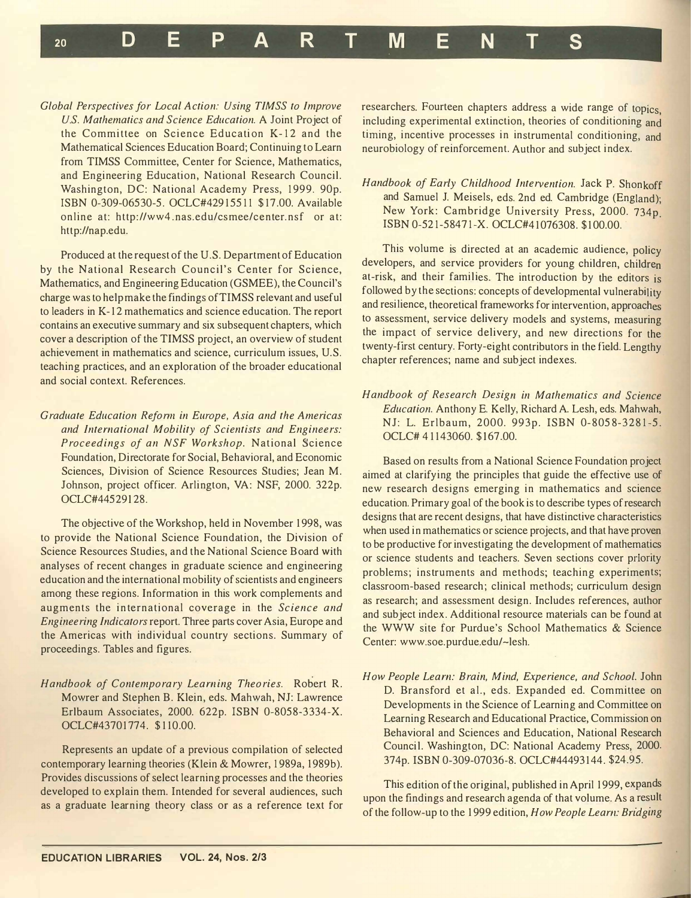*Global Perspectives for Local Action: Using TIMSS to Improve U.S. Mathematics and Science Education.* A Joint Project of the Committee on Science Education K-12 and the Mathematical Sciences Education Board; Continuing to Learn from TIMSS Committee, Center for Science, Mathematics, and Engineering Education, National Research Council. Washington, DC: National Academy Press, 1999. 90p. ISBN 0-309-06530-5. OCLC#42915511 $17.00. Available online at: http://ww4.nas.edu/csmee/center.nsf or at: http://nap.edu.

Produced at the request of the U.S. Department of Education by the National Research Council's Center for Science, Mathematics, and Engineering Education (GSMEE), the Council's charge was to help make the findings of TIMSS relevant and useful to leaders in K-12 mathematics and science education. The report contains an executive summary and six subsequent chapters, which cover a description of the TIMSS project, an overview of student achievement in mathematics and science, curriculum issues, U.S. teaching practices, and an exploration of the broader educational and social context. References.

*Graduate Education Reform in Europe, Asia and the Americas and International Mobility of Scientists and Engineers: Proceedings of an NSF Workshop.* National Science Foundation, Directorate for Social, Behavioral, and Economic Sciences, Division of Science Resources Studies; Jean M. Johnson, project officer. Arlington, VA: NSF, 2000. 322p. OCLC#44529128.

The objective of the Workshop, held in November 1998, was to provide the National Science Foundation, the Division of Science Resources Studies, and the National Science Board with analyses of recent changes in graduate science and engineering education and the international mobility of scientists and engineers among these regions. Information in this work complements and augments the international coverage in the *Science and Engineering Indicators* report. Three parts cover Asia, Europe and the Americas with individual country sections. Summary of proceedings. Tables and figures.

*Handbook of Contemporary Learning Theories.* Robert R. Mowrer and Stephen B. Klein, eds. Mahwah, NJ: Lawrence Erlbaum Associates, 2000. 622p. ISBN 0-8058-3334-X. OCLC#43701774. $110.00.

Represents an update of a previous compilation of selected contemporary learning theories (Klein & Mowrer, 1989a, 1989b). Provides discussions of select learning processes and the theories developed to explain them. Intended for several audiences, such as a graduate learning theory class or as a reference text for researchers. Fourteen chapters address a wide range of topics, including experimental extinction, theories of conditioning and timing, incentive processes in instrumental conditioning, and neurobiology of reinforcement. Author and subject index.

*Handbook of Early Childhood Intervention.* Jack P. Shonkoff and Samuel J. Meisels, eds. 2nd ed. Cambridge (England); New York: Cambridge University Press, 2000. 734p. ISBN 0-521-58471-X. OCLC#41076308. $100.00.

This volume is directed at an academic audience, policy developers, and service providers for young children, children at-risk, and their families. The introduction by the editors is followed by the sections: concepts of developmental vulnerability and resilience, theoretical frameworks for intervention, approaches to assessment, service delivery models and systems, measuring the impact of service delivery, and new directions for the twenty-first century. Forty-eight contributors in the field. Lengthy chapter references; name and subject indexes.

*Handbook of Research Design in Mathematics and Science Education.* Anthony E. Kelly, Richard A. Lesh, eds. Mahwah, NJ: L. Erlbaum, 2000. 993p. ISBN 0-8058-3281-5. OCLC# 41143060. $167.00.

Based on results from a National Science Foundation project aimed at clarifying the principles that guide the effective use of new research designs emerging in mathematics and science education. Primary goal of the book is to describe types of research designs that are recent designs, that have distinctive characteristics when used in mathematics or science projects, and that have proven to be productive for investigating the development of mathematics or science students and teachers. Seven sections cover priority problems; instruments and methods; teaching experiments; classroom-based research; clinical methods; curriculum design as research; and assessment design. Includes references, author and subject index. Additional resource materials can be found at the WWW site for Purdue's School Mathematics & Science Center: www.soe.purdue.edu/~lesh.

*How People Learn: Brain, Mind, Experience, and School.* John D. Bransford et al., eds. Expanded ed. Committee on Developments in the Science of Learning and Committee on Learning Research and Educational Practice, Commission on Behavioral and Sciences and Education, National Research Council. Washington, DC: National Academy Press, 2000. 374p. ISBN 0-309-07036-8. OCLC#44493144. $24.95.

This edition of the original, published in April 1999, expands upon the findings and research agenda of that volume. As a result of the follow-up to the 1999 edition, *How People Learn: Bridging*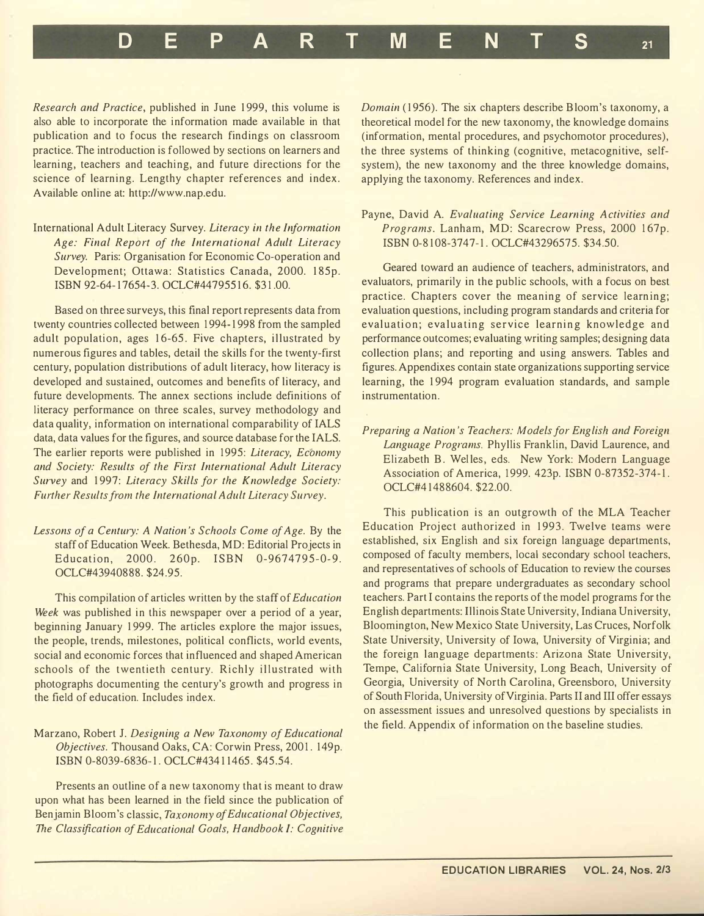*Research and Practice*, published in June 1999, this volume is also able to incorporate the information made available in that publication and to focus the research findings on classroom practice. The introduction is followed by sections on learners and learning, teachers and teaching, and future directions for the science of learning. Lengthy chapter references and index. Available online at: http://www.nap.edu.

International Adult Literacy Survey. *Literacy in the Information Age: Final Report of the International Adult Literacy Survey.* Paris: Organisation for Economic Co-operation and Development; Ottawa: Statistics Canada, 2000. 185p. ISBN 92-64-17654-3. OCLC#44795516. $31.00.

Based on three surveys, this final report represents data from twenty countries collected between 1994-1998 from the sampled adult population, ages 16-65. Five chapters, illustrated by numerous figures and tables, detail the skills for the twenty-first century, population distributions of adult literacy, how literacy is developed and sustained, outcomes and benefits of literacy, and future developments. The annex sections include definitions of literacy performance on three scales, survey methodology and data quality, information on international comparability of IALS data, data values for the figures, and source database for the IALS. The earlier reports were published in 1995: *Literacy, Economy and Society: Results of the First International Adult Literacy Survey* and 1997: *Literacy Skills for the Knowledge Society: Further Results from the International Adult Literacy Survey*.

*Lessons of a Century: A Nation's Schools Come of Age.* By the staff of Education Week. Bethesda, MD: Editorial Projects in Education, 2000. 260p. ISBN 0-9674795-0-9. OCLC#43940888. $24.95.

This compilation of articles written by the staff of *Education Week* was published in this newspaper over a period of a year, beginning January 1999. The articles explore the major issues, the people, trends, milestones, political conflicts, world events, social and economic forces that influenced and shaped American schools of the twentieth century. Richly illustrated with photographs documenting the century's growth and progress in the field of education. Includes index.

Marzano, Robert J. *Designing a New Taxonomy of Educational Objectives.* Thousand Oaks, CA: Corwin Press, 2001. 149p. ISBN 0-8039-6836-1. OCLC#43411465. $45.54.

Presents an outline of a new taxonomy that is meant to draw upon what has been learned in the field since the publication of Benjamin Bloom's classic, *Taxonomy of Educational Objectives, The Classification of Educational Goals, Handbook I: Cognitive Domain* (1956). The six chapters describe Bloom's taxonomy, a theoretical model for the new taxonomy, the knowledge domains (information, mental procedures, and psychomotor procedures), the three systems of thinking (cognitive, metacognitive, self-system), the new taxonomy and the three knowledge domains, applying the taxonomy. References and index.

Payne, David A. *Evaluating Service Learning Activities and Programs*. Lanham, MD: Scarecrow Press, 2000 167p. ISBN 0-8108-3747-1. OCLC#43296575. $34.50.

Geared toward an audience of teachers, administrators, and evaluators, primarily in the public schools, with a focus on best practice. Chapters cover the meaning of service learning; evaluation questions, including program standards and criteria for evaluation; evaluating service learning knowledge and performance outcomes; evaluating writing samples; designing data collection plans; and reporting and using answers. Tables and figures. Appendixes contain state organizations supporting service learning, the 1994 program evaluation standards, and sample instrumentation.

*Preparing a Nation's Teachers: Models for English and Foreign Language Programs.* Phyllis Franklin, David Laurence, and Elizabeth B. Welles, eds. New York: Modern Language Association of America, 1999. 423p. ISBN 0-87352-374-1. OCLC#41488604. $22.00.

This publication is an outgrowth of the MLA Teacher Education Project authorized in 1993. Twelve teams were established, six English and six foreign language departments, composed of faculty members, local secondary school teachers, and representatives of schools of Education to review the courses and programs that prepare undergraduates as secondary school teachers. Part I contains the reports of the model programs for the English departments: Illinois State University, Indiana University, Bloomington, New Mexico State University, Las Cruces, Norfolk State University, University of Iowa, University of Virginia; and the foreign language departments: Arizona State University, Tempe, California State University, Long Beach, University of Georgia, University of North Carolina, Greensboro, University of South Florida, University of Virginia. Parts II and III offer essays on assessment issues and unresolved questions by specialists in the field. Appendix of information on the baseline studies.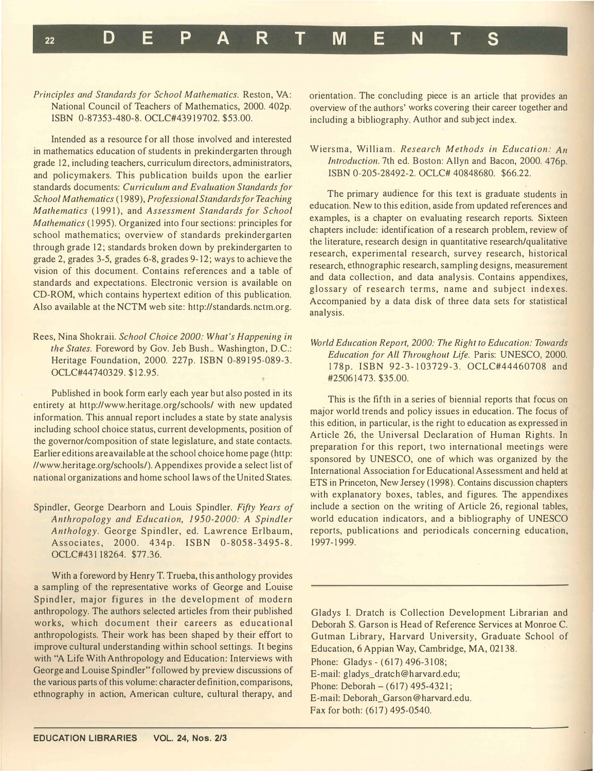*Principles and Standards for School Mathematics.* Reston, VA: National Council of Teachers of Mathematics, 2000. 402p. ISBN 0-87353-480-8. OCLC#43919702. $53.00.

Intended as a resource for all those involved and interested in mathematics education of students in prekindergarten through grade 12, including teachers, curriculum directors, administrators, and policymakers. This publication builds upon the earlier standards documents: *Curriculum and Evaluation Standards for School Mathematics* (1989), *Professional Standards for Teaching Mathematics* (1991), and *Assessment Standards for School Mathematics* (1995). Organized into four sections: principles for school mathematics; overview of standards prekindergarten through grade 12; standards broken down by prekindergarten to grade 2, grades 3-5, grades 6-8, grades 9-12; ways to achieve the vision of this document. Contains references and a table of standards and expectations. Electronic version is available on CD-ROM, which contains hypertext edition of this publication. Also available at the NCTM web site: http://standards.nctm.org.

Rees, Nina Shokraii. *School Choice 2000: What's Happening in the States.* Foreword by Gov. Jeb Bush.. Washington, D.C.: Heritage Foundation, 2000. 227p. ISBN 0-89195-089-3. OCLC#44740329. $12.95.

Published in book form early each year but also posted in its entirety at http://www.heritage.org/schools/ with new updated information. This annual report includes a state by state analysis including school choice status, current developments, position of the governor/composition of state legislature, and state contacts. Earlier editions are available at the school choice home page (http://www.heritage.org/schools/). Appendixes provide a select list of national organizations and home school laws of the United States.

Spindler, George Dearborn and Louis Spindler. *Fifty Years of Anthropology and Education, 1950-2000: A Spindler Anthology.* George Spindler, ed. Lawrence Erlbaum, Associates, 2000. 434p. ISBN 0-8058-3495-8. OCLC#43118264. $77.36.

With a foreword by Henry T. Trueba, this anthology provides a sampling of the representative works of George and Louise Spindler, major figures in the development of modern anthropology. The authors selected articles from their published works, which document their careers as educational anthropologists. Their work has been shaped by their effort to improve cultural understanding within school settings. It begins with "A Life With Anthropology and Education: Interviews with George and Louise Spindler" followed by preview discussions of the various parts of this volume: character definition, comparisons, ethnography in action, American culture, cultural therapy, and orientation. The concluding piece is an article that provides an overview of the authors' works covering their career together and including a bibliography. Author and subject index.

Wiersma, William. *Research Methods in Education: An Introduction.* 7th ed. Boston: Allyn and Bacon, 2000. 476p. ISBN 0-205-28492-2. OCLC# 40848680. $66.22.

The primary audience for this text is graduate students in education. New to this edition, aside from updated references and examples, is a chapter on evaluating research reports. Sixteen chapters include: identification of a research problem, review of the literature, research design in quantitative research/qualitative research, experimental research, survey research, historical research, ethnographic research, sampling designs, measurement and data collection, and data analysis. Contains appendixes, glossary of research terms, name and subject indexes. Accompanied by a data disk of three data sets for statistical analysis.

*World Education Report, 2000: The Right to Education: Towards Education for All Throughout Life.* Paris: UNESCO, 2000. 178p. ISBN 92-3-103729-3. OCLC#44460708 and #25061473. $35.00.

This is the fifth in a series of biennial reports that focus on major world trends and policy issues in education. The focus of this edition, in particular, is the right to education as expressed in Article 26, the Universal Declaration of Human Rights. In preparation for this report, two international meetings were sponsored by UNESCO, one of which was organized by the International Association for Educational Assessment and held at ETS in Princeton, New Jersey (1998). Contains discussion chapters with explanatory boxes, tables, and figures. The appendixes include a section on the writing of Article 26, regional tables, world education indicators, and a bibliography of UNESCO reports, publications and periodicals concerning education, 1997-1999.

---

Gladys I. Dratch is Collection Development Librarian and Deborah S. Garson is Head of Reference Services at Monroe C. Gutman Library, Harvard University, Graduate School of Education, 6 Appian Way, Cambridge, MA, 02138.

Phone: Gladys - (617) 496-3108;
E-mail: gladys_dratch@harvard.edu;
Phone: Deborah – (617) 495-4321;
E-mail: Deborah_Garson@harvard.edu.
Fax for both: (617) 495-0540.